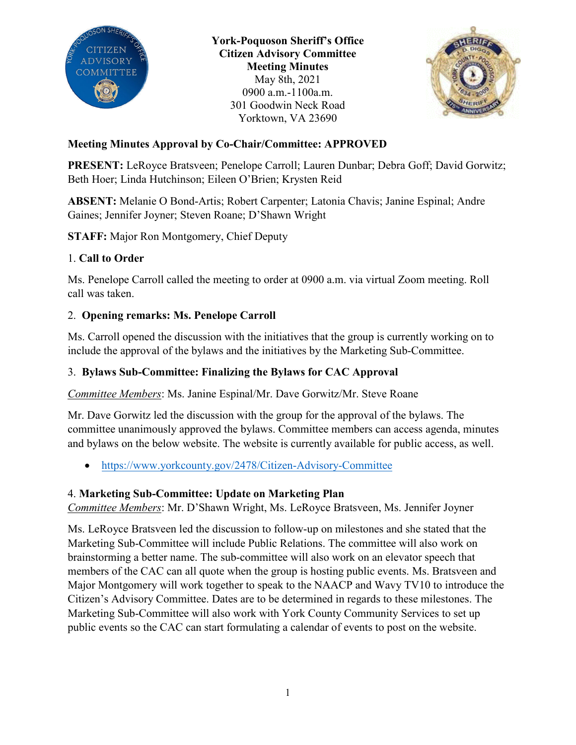**York-Poquoson Sheriff's Office**
**Citizen Advisory Committee**
**Meeting Minutes**
May 8th, 2021
0900 a.m.-1100a.m.
301 Goodwin Neck Road
Yorktown, VA 23690

**Meeting Minutes Approval by Co-Chair/Committee: APPROVED**

**PRESENT:** LeRoyce Bratsveen; Penelope Carroll; Lauren Dunbar; Debra Goff; David Gorwitz; Beth Hoer; Linda Hutchinson; Eileen O'Brien; Krysten Reid

**ABSENT:** Melanie O Bond-Artis; Robert Carpenter; Latonia Chavis; Janine Espinal; Andre Gaines; Jennifer Joyner; Steven Roane; D'Shawn Wright

**STAFF:** Major Ron Montgomery, Chief Deputy

1. **Call to Order**

Ms. Penelope Carroll called the meeting to order at 0900 a.m. via virtual Zoom meeting. Roll call was taken.

2. **Opening remarks: Ms. Penelope Carroll**

Ms. Carroll opened the discussion with the initiatives that the group is currently working on to include the approval of the bylaws and the initiatives by the Marketing Sub-Committee.

3. **Bylaws Sub-Committee: Finalizing the Bylaws for CAC Approval**

*Committee Members*: Ms. Janine Espinal/Mr. Dave Gorwitz/Mr. Steve Roane

Mr. Dave Gorwitz led the discussion with the group for the approval of the bylaws. The committee unanimously approved the bylaws. Committee members can access agenda, minutes and bylaws on the below website. The website is currently available for public access, as well.

- https://www.yorkcounty.gov/2478/Citizen-Advisory-Committee

4. **Marketing Sub-Committee: Update on Marketing Plan**
*Committee Members*: Mr. D'Shawn Wright, Ms. LeRoyce Bratsveen, Ms. Jennifer Joyner

Ms. LeRoyce Bratsveen led the discussion to follow-up on milestones and she stated that the Marketing Sub-Committee will include Public Relations. The committee will also work on brainstorming a better name. The sub-committee will also work on an elevator speech that members of the CAC can all quote when the group is hosting public events. Ms. Bratsveen and Major Montgomery will work together to speak to the NAACP and Wavy TV10 to introduce the Citizen's Advisory Committee. Dates are to be determined in regards to these milestones. The Marketing Sub-Committee will also work with York County Community Services to set up public events so the CAC can start formulating a calendar of events to post on the website.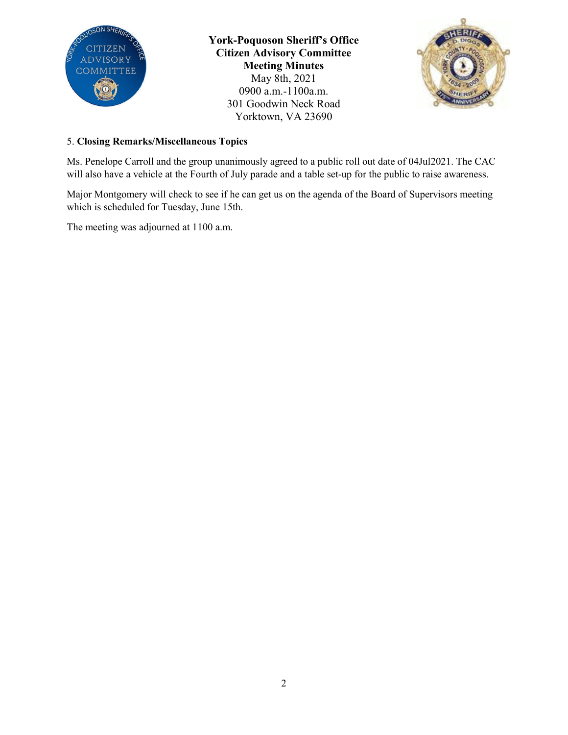**York-Poquoson Sheriff's Office**
**Citizen Advisory Committee**
**Meeting Minutes**
May 8th, 2021
0900 a.m.-1100a.m.
301 Goodwin Neck Road
Yorktown, VA 23690

5. **Closing Remarks/Miscellaneous Topics**

Ms. Penelope Carroll and the group unanimously agreed to a public roll out date of 04Jul2021. The CAC will also have a vehicle at the Fourth of July parade and a table set-up for the public to raise awareness.

Major Montgomery will check to see if he can get us on the agenda of the Board of Supervisors meeting which is scheduled for Tuesday, June 15th.

The meeting was adjourned at 1100 a.m.